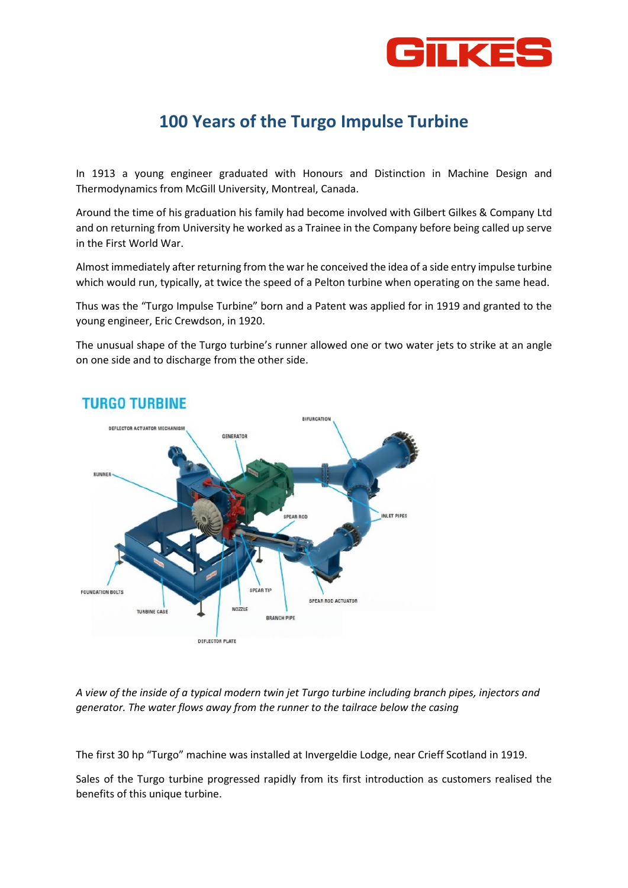# 100 Years of the Turgo Impulse Turbine

In 1913 a young engineer graduated with Honours and Distinction in Machine Design and Thermodynamics from McGill University, Montreal, Canada.

Around the time of his graduation his family had become involved with Gilbert Gilkes & Company Ltd and on returning from University he worked as a Trainee in the Company before being called up serve in the First World War.

Almost immediately after returning from the war he conceived the idea of a side entry impulse turbine which would run, typically, at twice the speed of a Pelton turbine when operating on the same head.

Thus was the "Turgo Impulse Turbine" born and a Patent was applied for in 1919 and granted to the young engineer, Eric Crewdson, in 1920.

The unusual shape of the Turgo turbine's runner allowed one or two water jets to strike at an angle on one side and to discharge from the other side.

*A view of the inside of a typical modern twin jet Turgo turbine including branch pipes, injectors and generator. The water flows away from the runner to the tailrace below the casing*

The first 30 hp "Turgo" machine was installed at Invergeldie Lodge, near Crieff Scotland in 1919.

Sales of the Turgo turbine progressed rapidly from its first introduction as customers realised the benefits of this unique turbine.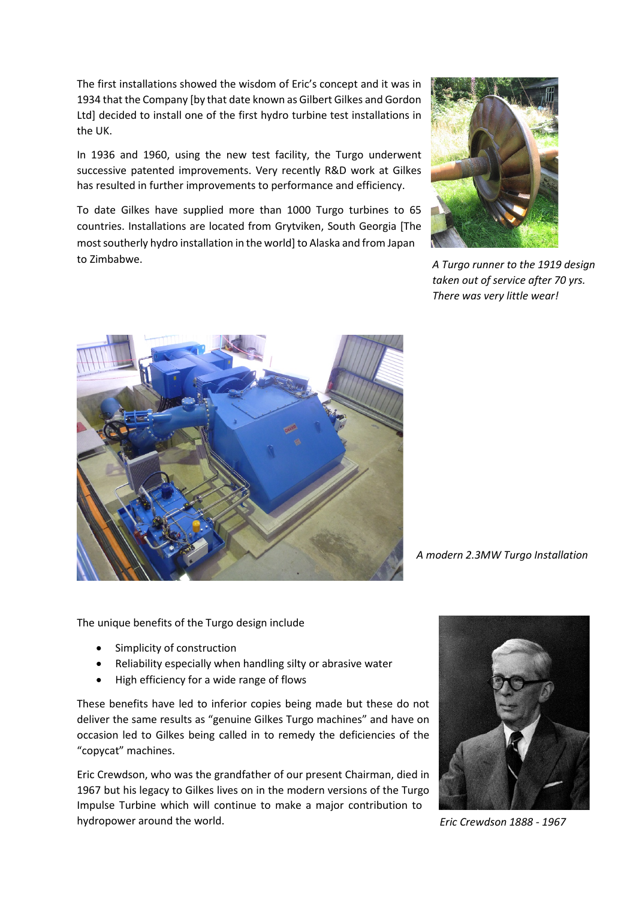The first installations showed the wisdom of Eric's concept and it was in 1934 that the Company [by that date known as Gilbert Gilkes and Gordon Ltd] decided to install one of the first hydro turbine test installations in the UK.

In 1936 and 1960, using the new test facility, the Turgo underwent successive patented improvements. Very recently R&D work at Gilkes has resulted in further improvements to performance and efficiency.

To date Gilkes have supplied more than 1000 Turgo turbines to 65 countries. Installations are located from Grytviken, South Georgia [The most southerly hydro installation in the world] to Alaska and from Japan to Zimbabwe.

*A Turgo runner to the 1919 design taken out of service after 70 yrs. There was very little wear!*

*A modern 2.3MW Turgo Installation*

The unique benefits of the Turgo design include

- Simplicity of construction
- Reliability especially when handling silty or abrasive water
- High efficiency for a wide range of flows

These benefits have led to inferior copies being made but these do not deliver the same results as "genuine Gilkes Turgo machines" and have on occasion led to Gilkes being called in to remedy the deficiencies of the "copycat" machines.

Eric Crewdson, who was the grandfather of our present Chairman, died in 1967 but his legacy to Gilkes lives on in the modern versions of the Turgo Impulse Turbine which will continue to make a major contribution to hydropower around the world.

*Eric Crewdson 1888 - 1967*